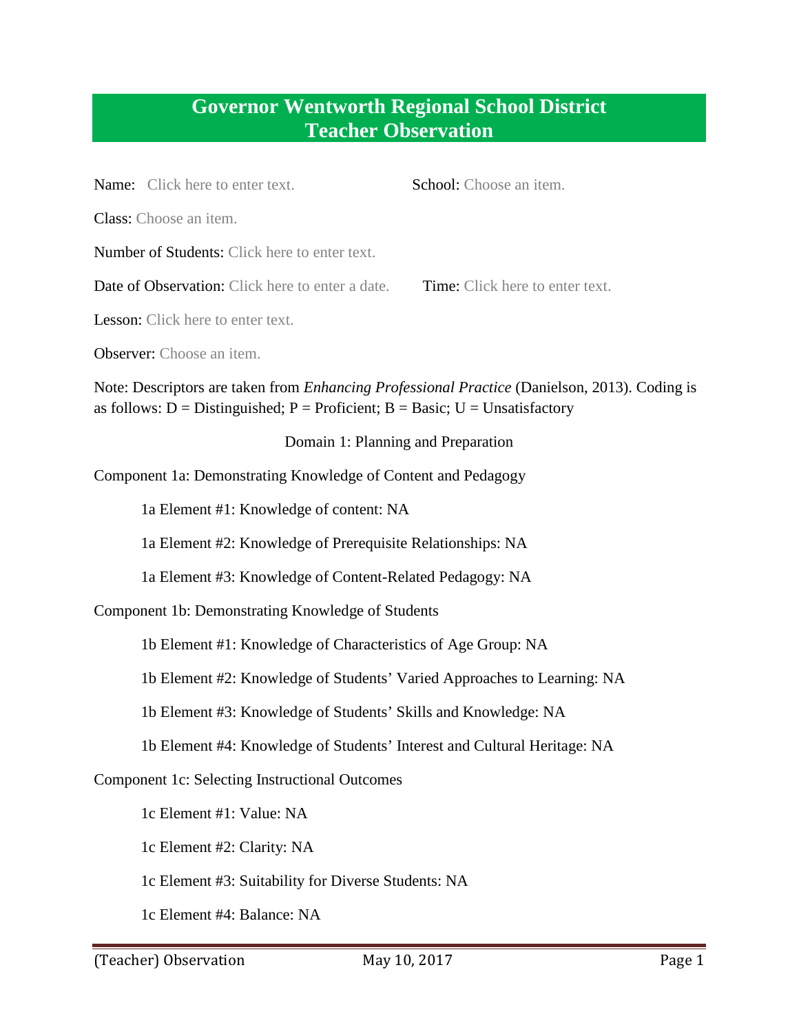# Governor Wentworth Regional School District
# Teacher Observation

Name: Click here to enter text. School: Choose an item.

Class: Choose an item.

Number of Students: Click here to enter text.

Date of Observation: Click here to enter a date. Time: Click here to enter text.

Lesson: Click here to enter text.

Observer: Choose an item.

Note: Descriptors are taken from *Enhancing Professional Practice* (Danielson, 2013). Coding is as follows: D = Distinguished; P = Proficient; B = Basic; U = Unsatisfactory

## Domain 1: Planning and Preparation

Component 1a: Demonstrating Knowledge of Content and Pedagogy

1a Element #1: Knowledge of content: NA

1a Element #2: Knowledge of Prerequisite Relationships: NA

1a Element #3: Knowledge of Content-Related Pedagogy: NA

Component 1b: Demonstrating Knowledge of Students

1b Element #1: Knowledge of Characteristics of Age Group: NA

1b Element #2: Knowledge of Students' Varied Approaches to Learning: NA

1b Element #3: Knowledge of Students' Skills and Knowledge: NA

1b Element #4: Knowledge of Students' Interest and Cultural Heritage: NA

Component 1c: Selecting Instructional Outcomes

1c Element #1: Value: NA

1c Element #2: Clarity: NA

1c Element #3: Suitability for Diverse Students: NA

1c Element #4: Balance: NA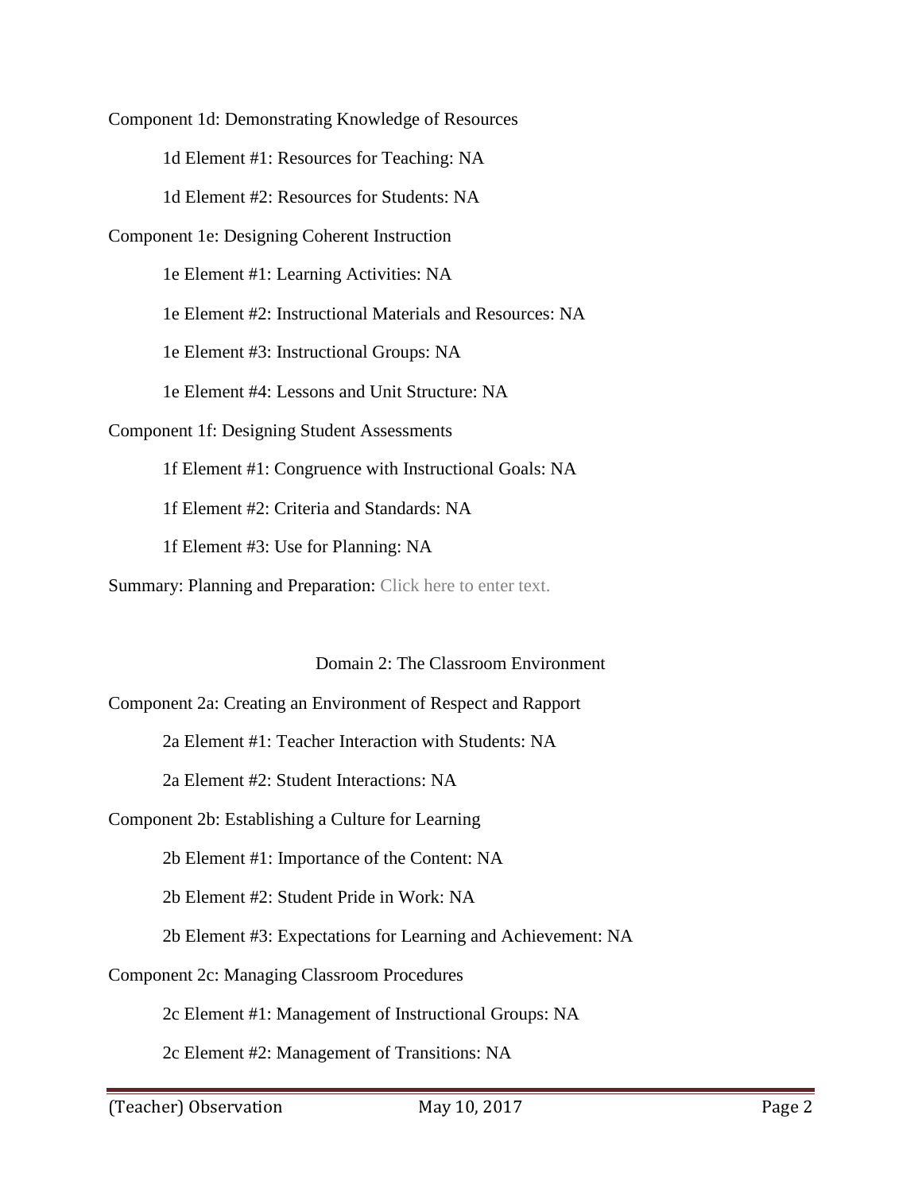Component 1d: Demonstrating Knowledge of Resources

1d Element #1: Resources for Teaching: NA

1d Element #2: Resources for Students: NA

Component 1e: Designing Coherent Instruction

1e Element #1: Learning Activities: NA

1e Element #2: Instructional Materials and Resources: NA

1e Element #3: Instructional Groups: NA

1e Element #4: Lessons and Unit Structure: NA

Component 1f: Designing Student Assessments

1f Element #1: Congruence with Instructional Goals: NA

1f Element #2: Criteria and Standards: NA

1f Element #3: Use for Planning: NA

Summary: Planning and Preparation: Click here to enter text.

## Domain 2: The Classroom Environment

Component 2a: Creating an Environment of Respect and Rapport

2a Element #1: Teacher Interaction with Students: NA

2a Element #2: Student Interactions: NA

Component 2b: Establishing a Culture for Learning

2b Element #1: Importance of the Content: NA

2b Element #2: Student Pride in Work: NA

2b Element #3: Expectations for Learning and Achievement: NA

Component 2c: Managing Classroom Procedures

2c Element #1: Management of Instructional Groups: NA

2c Element #2: Management of Transitions: NA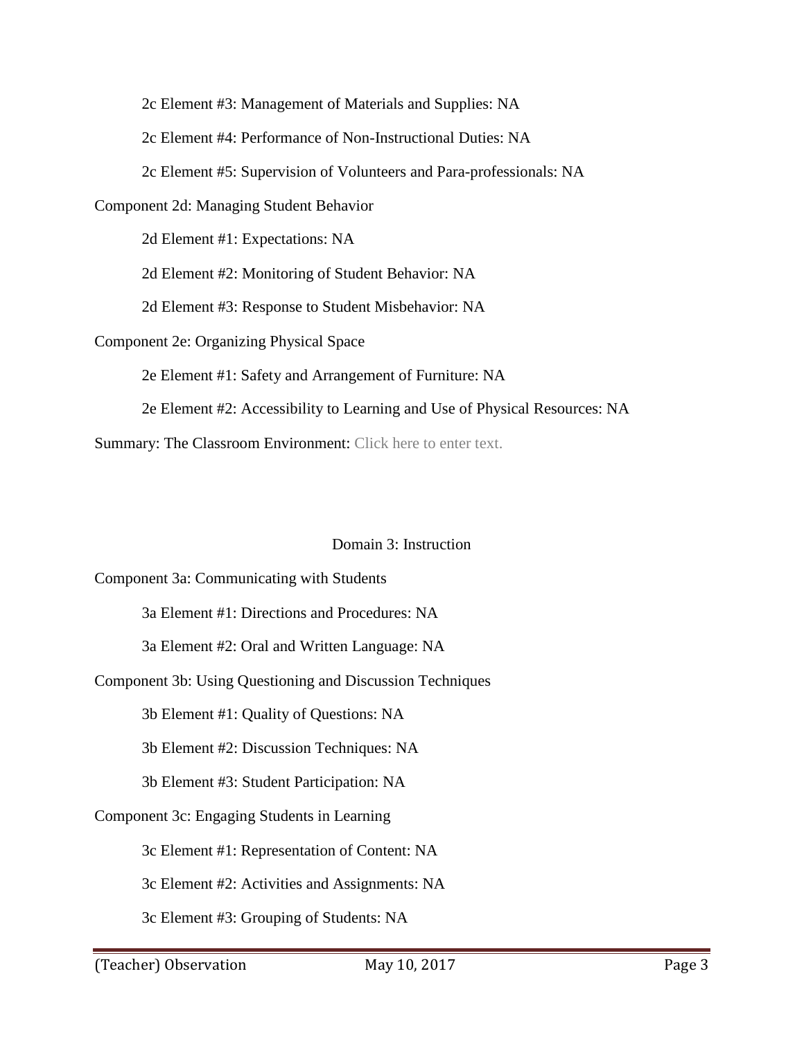2c Element #3: Management of Materials and Supplies: NA

2c Element #4: Performance of Non-Instructional Duties: NA

2c Element #5: Supervision of Volunteers and Para-professionals: NA

Component 2d: Managing Student Behavior

2d Element #1: Expectations: NA

2d Element #2: Monitoring of Student Behavior: NA

2d Element #3: Response to Student Misbehavior: NA

Component 2e: Organizing Physical Space

2e Element #1: Safety and Arrangement of Furniture: NA

2e Element #2: Accessibility to Learning and Use of Physical Resources: NA

Summary: The Classroom Environment: Click here to enter text.

## Domain 3: Instruction

Component 3a: Communicating with Students

3a Element #1: Directions and Procedures: NA

3a Element #2: Oral and Written Language: NA

Component 3b: Using Questioning and Discussion Techniques

3b Element #1: Quality of Questions: NA

3b Element #2: Discussion Techniques: NA

3b Element #3: Student Participation: NA

Component 3c: Engaging Students in Learning

3c Element #1: Representation of Content: NA

3c Element #2: Activities and Assignments: NA

3c Element #3: Grouping of Students: NA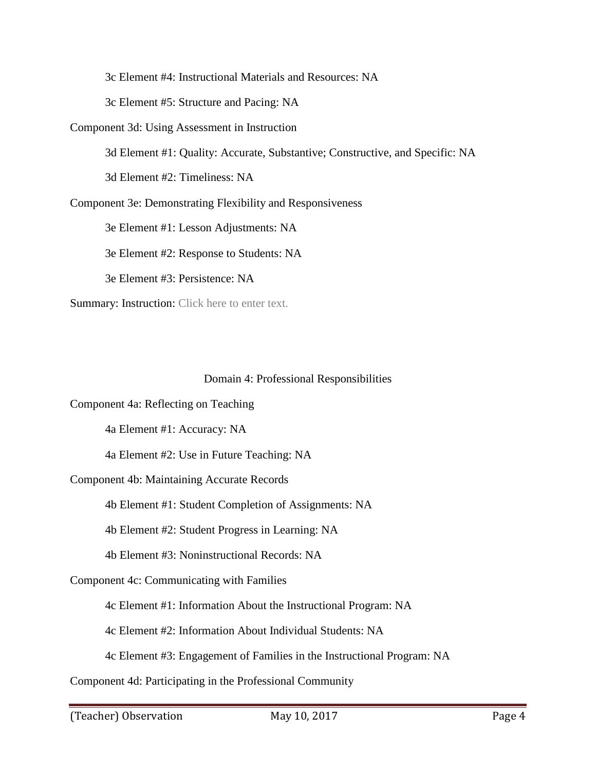3c Element #4: Instructional Materials and Resources: NA

3c Element #5: Structure and Pacing: NA

Component 3d: Using Assessment in Instruction

3d Element #1: Quality: Accurate, Substantive; Constructive, and Specific: NA

3d Element #2: Timeliness: NA

Component 3e: Demonstrating Flexibility and Responsiveness

3e Element #1: Lesson Adjustments: NA

3e Element #2: Response to Students: NA

3e Element #3: Persistence: NA

Summary: Instruction: Click here to enter text.

## Domain 4: Professional Responsibilities

Component 4a: Reflecting on Teaching

4a Element #1: Accuracy: NA

4a Element #2: Use in Future Teaching: NA

Component 4b: Maintaining Accurate Records

4b Element #1: Student Completion of Assignments: NA

4b Element #2: Student Progress in Learning: NA

4b Element #3: Noninstructional Records: NA

Component 4c: Communicating with Families

4c Element #1: Information About the Instructional Program: NA

4c Element #2: Information About Individual Students: NA

4c Element #3: Engagement of Families in the Instructional Program: NA

Component 4d: Participating in the Professional Community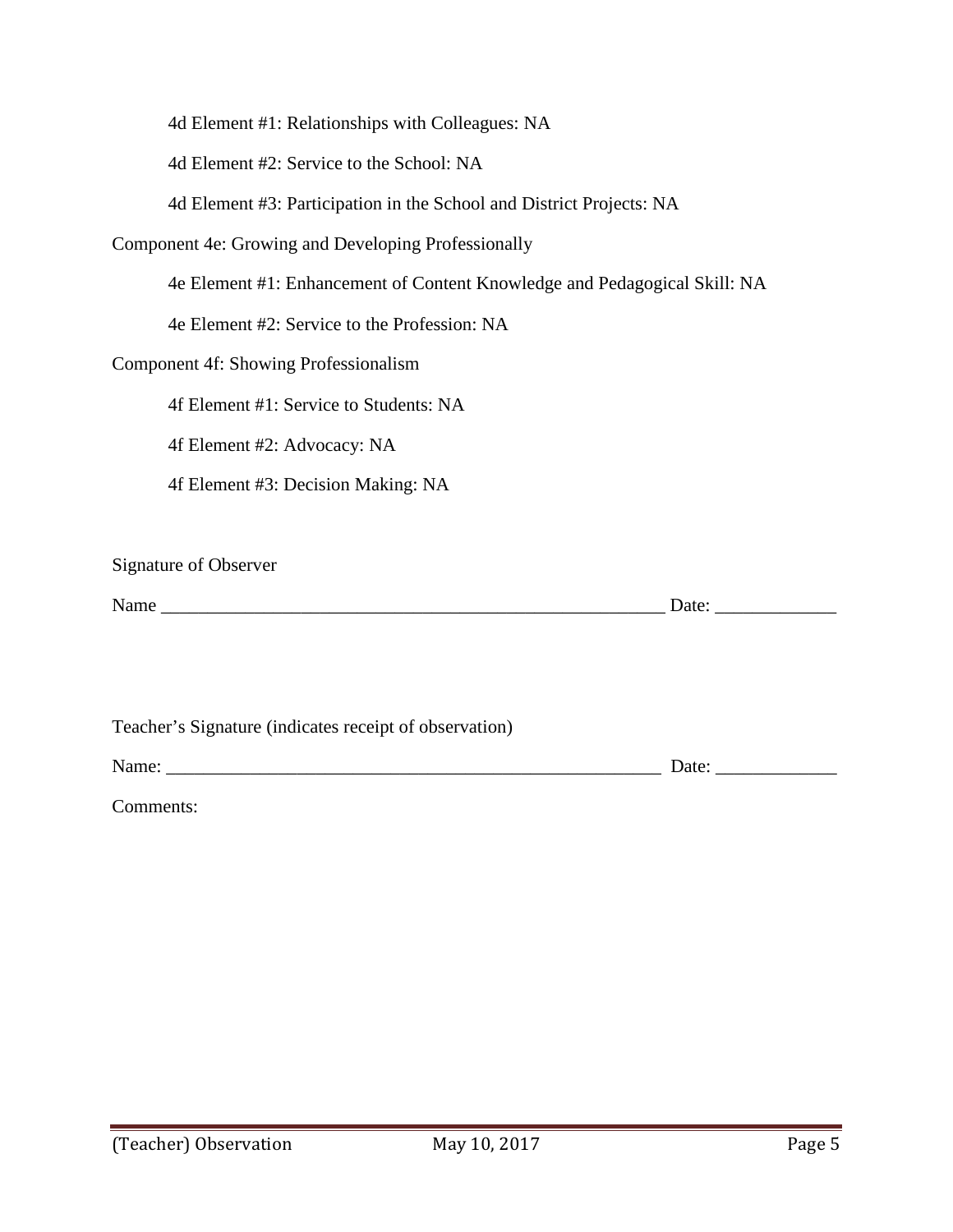4d Element #1: Relationships with Colleagues: NA

4d Element #2: Service to the School: NA

4d Element #3: Participation in the School and District Projects: NA

Component 4e: Growing and Developing Professionally

4e Element #1: Enhancement of Content Knowledge and Pedagogical Skill: NA

4e Element #2: Service to the Profession: NA

Component 4f: Showing Professionalism

4f Element #1: Service to Students: NA

4f Element #2: Advocacy: NA

4f Element #3: Decision Making: NA

Signature of Observer

Name ________________________________________________________ Date: _____________

Teacher's Signature (indicates receipt of observation)

Name: _______________________________________________________ Date: _____________

Comments: